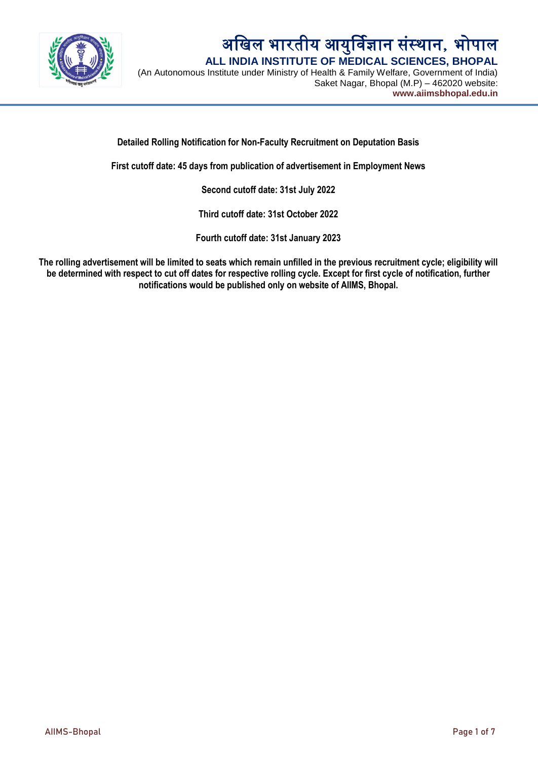# अखिल भारतीय आयुर्विज्ञान संस्थान, भोपाल

## ALL INDIA INSTITUTE OF MEDICAL SCIENCES, BHOPAL

(An Autonomous Institute under Ministry of Health & Family Welfare, Government of India)
Saket Nagar, Bhopal (M.P) – 462020 website:
**www.aiimsbhopal.edu.in**

**Detailed Rolling Notification for Non-Faculty Recruitment on Deputation Basis**

**First cutoff date: 45 days from publication of advertisement in Employment News**

**Second cutoff date: 31st July 2022**

**Third cutoff date: 31st October 2022**

**Fourth cutoff date: 31st January 2023**

**The rolling advertisement will be limited to seats which remain unfilled in the previous recruitment cycle; eligibility will be determined with respect to cut off dates for respective rolling cycle. Except for first cycle of notification, further notifications would be published only on website of AIIMS, Bhopal.**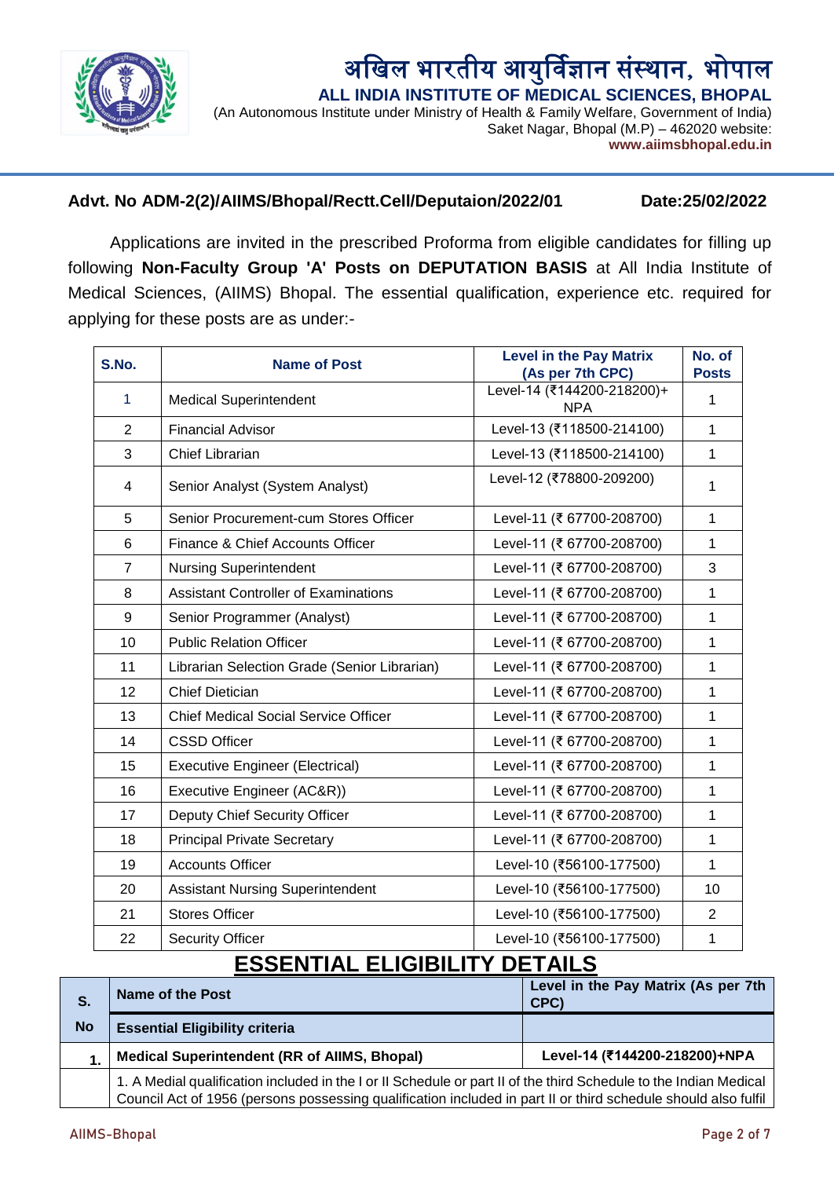# अखिल भारतीय आयुर्विज्ञान संस्थान, भोपाल

## ALL INDIA INSTITUTE OF MEDICAL SCIENCES, BHOPAL

(An Autonomous Institute under Ministry of Health & Family Welfare, Government of India)
Saket Nagar, Bhopal (M.P) – 462020 website:
**www.aiimsbhopal.edu.in**

**Advt. No ADM-2(2)/AIIMS/Bhopal/Rectt.Cell/Deputaion/2022/01** **Date:25/02/2022**

Applications are invited in the prescribed Proforma from eligible candidates for filling up following **Non-Faculty Group 'A' Posts on DEPUTATION BASIS** at All India Institute of Medical Sciences, (AIIMS) Bhopal. The essential qualification, experience etc. required for applying for these posts are as under:-

| S.No. | Name of Post | Level in the Pay Matrix (As per 7th CPC) | No. of Posts |
|---|---|---|---|
| 1 | Medical Superintendent | Level-14 (₹144200-218200)+ NPA | 1 |
| 2 | Financial Advisor | Level-13 (₹118500-214100) | 1 |
| 3 | Chief Librarian | Level-13 (₹118500-214100) | 1 |
| 4 | Senior Analyst (System Analyst) | Level-12 (₹78800-209200) | 1 |
| 5 | Senior Procurement-cum Stores Officer | Level-11 (₹ 67700-208700) | 1 |
| 6 | Finance & Chief Accounts Officer | Level-11 (₹ 67700-208700) | 1 |
| 7 | Nursing Superintendent | Level-11 (₹ 67700-208700) | 3 |
| 8 | Assistant Controller of Examinations | Level-11 (₹ 67700-208700) | 1 |
| 9 | Senior Programmer (Analyst) | Level-11 (₹ 67700-208700) | 1 |
| 10 | Public Relation Officer | Level-11 (₹ 67700-208700) | 1 |
| 11 | Librarian Selection Grade (Senior Librarian) | Level-11 (₹ 67700-208700) | 1 |
| 12 | Chief Dietician | Level-11 (₹ 67700-208700) | 1 |
| 13 | Chief Medical Social Service Officer | Level-11 (₹ 67700-208700) | 1 |
| 14 | CSSD Officer | Level-11 (₹ 67700-208700) | 1 |
| 15 | Executive Engineer (Electrical) | Level-11 (₹ 67700-208700) | 1 |
| 16 | Executive Engineer (AC&R)) | Level-11 (₹ 67700-208700) | 1 |
| 17 | Deputy Chief Security Officer | Level-11 (₹ 67700-208700) | 1 |
| 18 | Principal Private Secretary | Level-11 (₹ 67700-208700) | 1 |
| 19 | Accounts Officer | Level-10 (₹56100-177500) | 1 |
| 20 | Assistant Nursing Superintendent | Level-10 (₹56100-177500) | 10 |
| 21 | Stores Officer | Level-10 (₹56100-177500) | 2 |
| 22 | Security Officer | Level-10 (₹56100-177500) | 1 |

## ESSENTIAL ELIGIBILITY DETAILS

| S. No | Name of the Post / Essential Eligibility criteria | Level in the Pay Matrix (As per 7th CPC) |
|---|---|---|
| **1.** | **Medical Superintendent (RR of AIIMS, Bhopal)** | **Level-14 (₹144200-218200)+NPA** |
| | 1. A Medial qualification included in the I or II Schedule or part II of the third Schedule to the Indian Medical Council Act of 1956 (persons possessing qualification included in part II or third schedule should also fulfil | |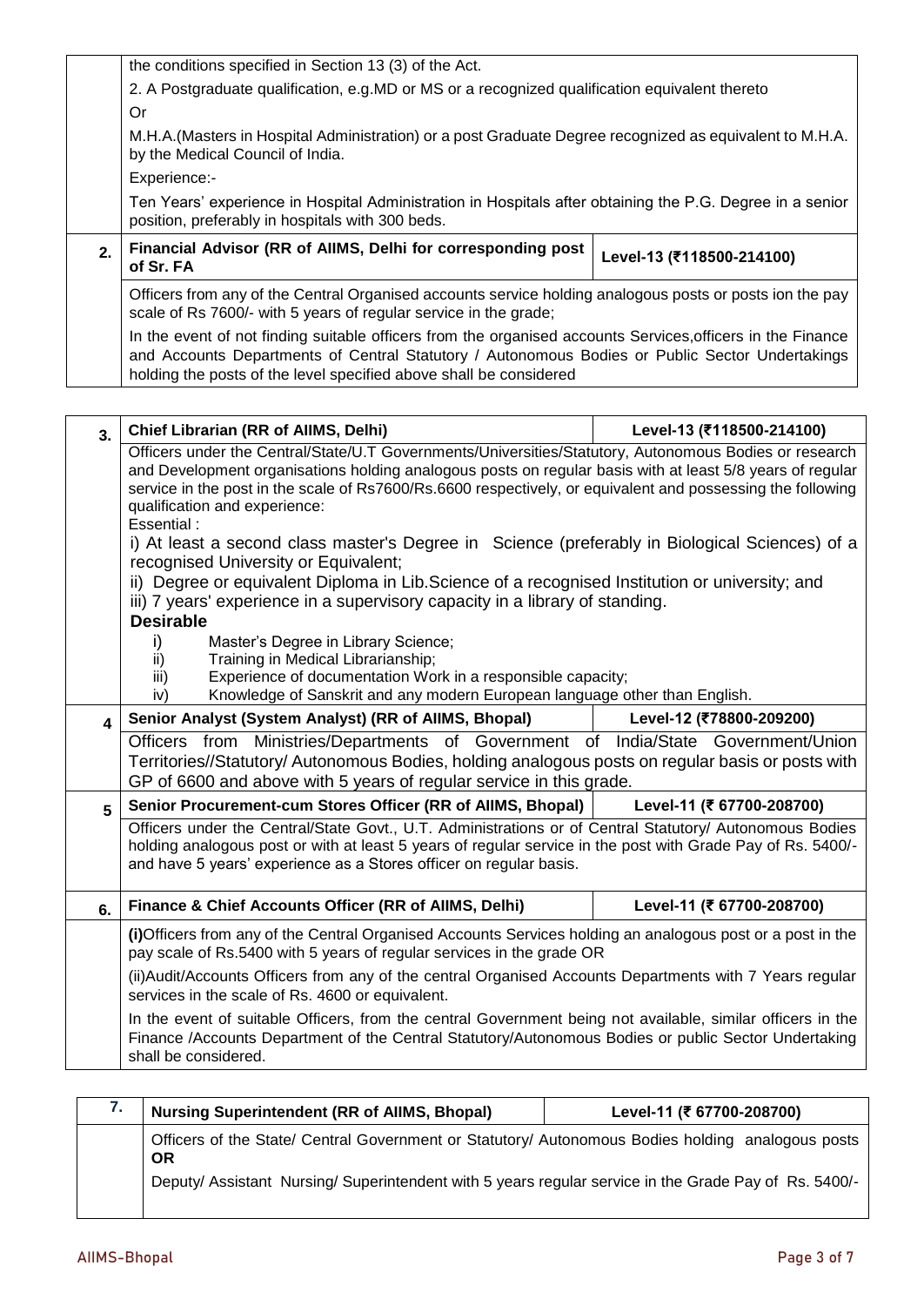| | | |
|---|---|---|
| | the conditions specified in Section 13 (3) of the Act.<br>2. A Postgraduate qualification, e.g.MD or MS or a recognized qualification equivalent thereto<br>Or<br>M.H.A.(Masters in Hospital Administration) or a post Graduate Degree recognized as equivalent to M.H.A. by the Medical Council of India.<br>Experience:-<br>Ten Years' experience in Hospital Administration in Hospitals after obtaining the P.G. Degree in a senior position, preferably in hospitals with 300 beds. | |
| **2.** | **Financial Advisor (RR of AIIMS, Delhi for corresponding post of Sr. FA** | **Level-13 (₹118500-214100)** |
| | Officers from any of the Central Organised accounts service holding analogous posts or posts ion the pay scale of Rs 7600/- with 5 years of regular service in the grade;<br>In the event of not finding suitable officers from the organised accounts Services,officers in the Finance and Accounts Departments of Central Statutory / Autonomous Bodies or Public Sector Undertakings holding the posts of the level specified above shall be considered | |

| | | |
|---|---|---|
| **3.** | **Chief Librarian (RR of AIIMS, Delhi)** | **Level-13 (₹118500-214100)** |
| | Officers under the Central/State/U.T Governments/Universities/Statutory, Autonomous Bodies or research and Development organisations holding analogous posts on regular basis with at least 5/8 years of regular service in the post in the scale of Rs7600/Rs.6600 respectively, or equivalent and possessing the following qualification and experience:<br>Essential :<br>i) At least a second class master's Degree in Science (preferably in Biological Sciences) of a recognised University or Equivalent;<br>ii) Degree or equivalent Diploma in Lib.Science of a recognised Institution or university; and<br>iii) 7 years' experience in a supervisory capacity in a library of standing.<br>**Desirable**<br>i) Master's Degree in Library Science;<br>ii) Training in Medical Librarianship;<br>iii) Experience of documentation Work in a responsible capacity;<br>iv) Knowledge of Sanskrit and any modern European language other than English. | |
| **4** | **Senior Analyst (System Analyst) (RR of AIIMS, Bhopal)** | **Level-12 (₹78800-209200)** |
| | Officers from Ministries/Departments of Government of India/State Government/Union Territories//Statutory/ Autonomous Bodies, holding analogous posts on regular basis or posts with GP of 6600 and above with 5 years of regular service in this grade. | |
| **5** | **Senior Procurement-cum Stores Officer (RR of AIIMS, Bhopal)** | **Level-11 (₹ 67700-208700)** |
| | Officers under the Central/State Govt., U.T. Administrations or of Central Statutory/ Autonomous Bodies holding analogous post or with at least 5 years of regular service in the post with Grade Pay of Rs. 5400/- and have 5 years' experience as a Stores officer on regular basis. | |
| **6.** | **Finance & Chief Accounts Officer (RR of AIIMS, Delhi)** | **Level-11 (₹ 67700-208700)** |
| | **(i)**Officers from any of the Central Organised Accounts Services holding an analogous post or a post in the pay scale of Rs.5400 with 5 years of regular services in the grade OR<br>(ii)Audit/Accounts Officers from any of the central Organised Accounts Departments with 7 Years regular services in the scale of Rs. 4600 or equivalent.<br>In the event of suitable Officers, from the central Government being not available, similar officers in the Finance /Accounts Department of the Central Statutory/Autonomous Bodies or public Sector Undertaking shall be considered. | |

| | | |
|---|---|---|
| **7.** | **Nursing Superintendent (RR of AIIMS, Bhopal)** | **Level-11 (₹ 67700-208700)** |
| | Officers of the State/ Central Government or Statutory/ Autonomous Bodies holding analogous posts **OR**<br>Deputy/ Assistant Nursing/ Superintendent with 5 years regular service in the Grade Pay of Rs. 5400/- | |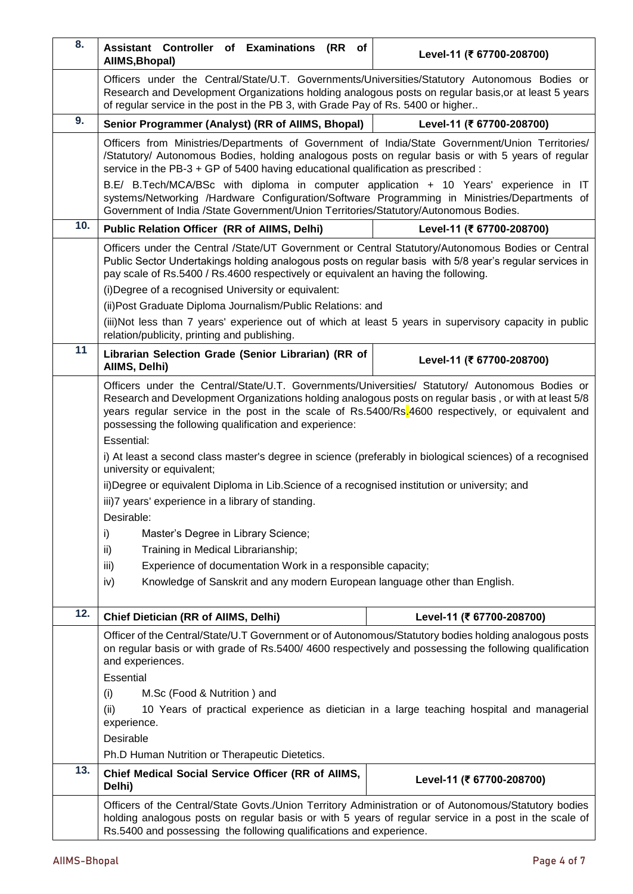| 8. | Assistant Controller of Examinations (RR of AIIMS,Bhopal) | Level-11 (₹ 67700-208700) |
|---|---|---|
| | Officers under the Central/State/U.T. Governments/Universities/Statutory Autonomous Bodies or Research and Development Organizations holding analogous posts on regular basis,or at least 5 years of regular service in the post in the PB 3, with Grade Pay of Rs. 5400 or higher.. | |
| 9. | Senior Programmer (Analyst) (RR of AIIMS, Bhopal) | Level-11 (₹ 67700-208700) |
| | Officers from Ministries/Departments of Government of India/State Government/Union Territories/ /Statutory/ Autonomous Bodies, holding analogous posts on regular basis or with 5 years of regular service in the PB-3 + GP of 5400 having educational qualification as prescribed :<br><br>B.E/ B.Tech/MCA/BSc with diploma in computer application + 10 Years' experience in IT systems/Networking /Hardware Configuration/Software Programming in Ministries/Departments of Government of India /State Government/Union Territories/Statutory/Autonomous Bodies. | |
| 10. | Public Relation Officer (RR of AIIMS, Delhi) | Level-11 (₹ 67700-208700) |
| | Officers under the Central /State/UT Government or Central Statutory/Autonomous Bodies or Central Public Sector Undertakings holding analogous posts on regular basis with 5/8 year's regular services in pay scale of Rs.5400 / Rs.4600 respectively or equivalent an having the following.<br><br>(i)Degree of a recognised University or equivalent:<br><br>(ii)Post Graduate Diploma Journalism/Public Relations: and<br><br>(iii)Not less than 7 years' experience out of which at least 5 years in supervisory capacity in public relation/publicity, printing and publishing. | |
| 11 | Librarian Selection Grade (Senior Librarian) (RR of AIIMS, Delhi) | Level-11 (₹ 67700-208700) |
| | Officers under the Central/State/U.T. Governments/Universities/ Statutory/ Autonomous Bodies or Research and Development Organizations holding analogous posts on regular basis , or with at least 5/8 years regular service in the post in the scale of Rs.5400/Rs.4600 respectively, or equivalent and possessing the following qualification and experience:<br><br>Essential:<br><br>i) At least a second class master's degree in science (preferably in biological sciences) of a recognised university or equivalent;<br><br>ii)Degree or equivalent Diploma in Lib.Science of a recognised institution or university; and<br><br>iii)7 years' experience in a library of standing.<br><br>Desirable:<br><br>i) Master's Degree in Library Science;<br>ii) Training in Medical Librarianship;<br>iii) Experience of documentation Work in a responsible capacity;<br>iv) Knowledge of Sanskrit and any modern European language other than English. | |
| 12. | Chief Dietician (RR of AIIMS, Delhi) | Level-11 (₹ 67700-208700) |
| | Officer of the Central/State/U.T Government or of Autonomous/Statutory bodies holding analogous posts on regular basis or with grade of Rs.5400/ 4600 respectively and possessing the following qualification and experiences.<br><br>Essential<br><br>(i) M.Sc (Food & Nutrition ) and<br><br>(ii) 10 Years of practical experience as dietician in a large teaching hospital and managerial experience.<br><br>Desirable<br><br>Ph.D Human Nutrition or Therapeutic Dietetics. | |
| 13. | Chief Medical Social Service Officer (RR of AIIMS, Delhi) | Level-11 (₹ 67700-208700) |
| | Officers of the Central/State Govts./Union Territory Administration or of Autonomous/Statutory bodies holding analogous posts on regular basis or with 5 years of regular service in a post in the scale of Rs.5400 and possessing the following qualifications and experience. | |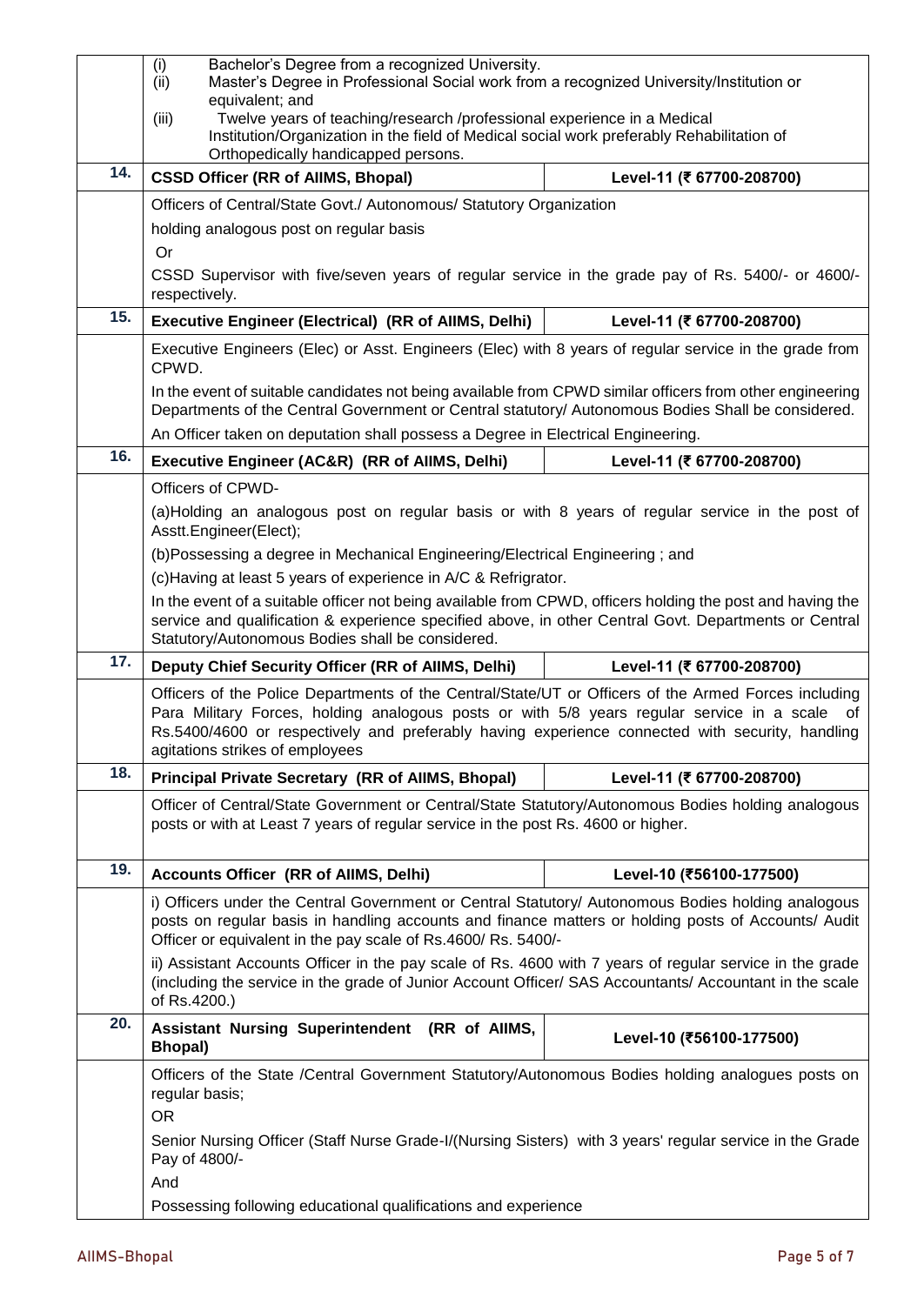| | | |
|---|---|---|
| | (i) Bachelor's Degree from a recognized University.<br>(ii) Master's Degree in Professional Social work from a recognized University/Institution or equivalent; and<br>(iii) Twelve years of teaching/research /professional experience in a Medical Institution/Organization in the field of Medical social work preferably Rehabilitation of Orthopedically handicapped persons. | |
| **14.** | **CSSD Officer (RR of AIIMS, Bhopal)** | **Level-11 (₹ 67700-208700)** |
| | Officers of Central/State Govt./ Autonomous/ Statutory Organization<br>holding analogous post on regular basis<br>Or<br>CSSD Supervisor with five/seven years of regular service in the grade pay of Rs. 5400/- or 4600/- respectively. | |
| **15.** | **Executive Engineer (Electrical) (RR of AIIMS, Delhi)** | **Level-11 (₹ 67700-208700)** |
| | Executive Engineers (Elec) or Asst. Engineers (Elec) with 8 years of regular service in the grade from CPWD.<br>In the event of suitable candidates not being available from CPWD similar officers from other engineering Departments of the Central Government or Central statutory/ Autonomous Bodies Shall be considered.<br>An Officer taken on deputation shall possess a Degree in Electrical Engineering. | |
| **16.** | **Executive Engineer (AC&R) (RR of AIIMS, Delhi)** | **Level-11 (₹ 67700-208700)** |
| | Officers of CPWD-<br>(a)Holding an analogous post on regular basis or with 8 years of regular service in the post of Asstt.Engineer(Elect);<br>(b)Possessing a degree in Mechanical Engineering/Electrical Engineering ; and<br>(c)Having at least 5 years of experience in A/C & Refrigrator.<br>In the event of a suitable officer not being available from CPWD, officers holding the post and having the service and qualification & experience specified above, in other Central Govt. Departments or Central Statutory/Autonomous Bodies shall be considered. | |
| **17.** | **Deputy Chief Security Officer (RR of AIIMS, Delhi)** | **Level-11 (₹ 67700-208700)** |
| | Officers of the Police Departments of the Central/State/UT or Officers of the Armed Forces including Para Military Forces, holding analogous posts or with 5/8 years regular service in a scale of Rs.5400/4600 or respectively and preferably having experience connected with security, handling agitations strikes of employees | |
| **18.** | **Principal Private Secretary (RR of AIIMS, Bhopal)** | **Level-11 (₹ 67700-208700)** |
| | Officer of Central/State Government or Central/State Statutory/Autonomous Bodies holding analogous posts or with at Least 7 years of regular service in the post Rs. 4600 or higher. | |
| **19.** | **Accounts Officer (RR of AIIMS, Delhi)** | **Level-10 (₹56100-177500)** |
| | i) Officers under the Central Government or Central Statutory/ Autonomous Bodies holding analogous posts on regular basis in handling accounts and finance matters or holding posts of Accounts/ Audit Officer or equivalent in the pay scale of Rs.4600/ Rs. 5400/-<br>ii) Assistant Accounts Officer in the pay scale of Rs. 4600 with 7 years of regular service in the grade (including the service in the grade of Junior Account Officer/ SAS Accountants/ Accountant in the scale of Rs.4200.) | |
| **20.** | **Assistant Nursing Superintendent (RR of AIIMS, Bhopal)** | **Level-10 (₹56100-177500)** |
| | Officers of the State /Central Government Statutory/Autonomous Bodies holding analogues posts on regular basis;<br>OR<br>Senior Nursing Officer (Staff Nurse Grade-I/(Nursing Sisters) with 3 years' regular service in the Grade Pay of 4800/-<br>And<br>Possessing following educational qualifications and experience | |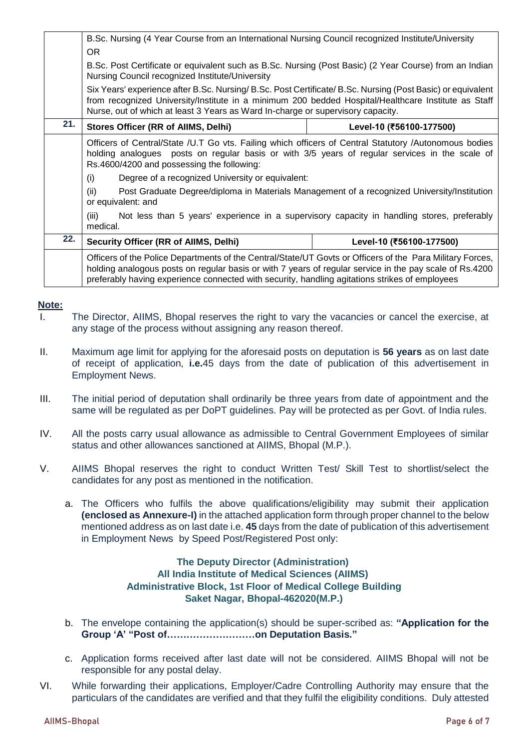| | | |
|---|---|---|
| | B.Sc. Nursing (4 Year Course from an International Nursing Council recognized Institute/University<br>OR<br>B.Sc. Post Certificate or equivalent such as B.Sc. Nursing (Post Basic) (2 Year Course) from an Indian Nursing Council recognized Institute/University<br>Six Years' experience after B.Sc. Nursing/ B.Sc. Post Certificate/ B.Sc. Nursing (Post Basic) or equivalent from recognized University/Institute in a minimum 200 bedded Hospital/Healthcare Institute as Staff Nurse, out of which at least 3 Years as Ward In-charge or supervisory capacity. | |
| **21.** | **Stores Officer (RR of AIIMS, Delhi)** | **Level-10 (₹56100-177500)** |
| | Officers of Central/State /U.T Go vts. Failing which officers of Central Statutory /Autonomous bodies holding analogues posts on regular basis or with 3/5 years of regular services in the scale of Rs.4600/4200 and possessing the following:<br>(i) Degree of a recognized University or equivalent:<br>(ii) Post Graduate Degree/diploma in Materials Management of a recognized University/Institution or equivalent: and<br>(iii) Not less than 5 years' experience in a supervisory capacity in handling stores, preferably medical. | |
| **22.** | **Security Officer (RR of AIIMS, Delhi)** | **Level-10 (₹56100-177500)** |
| | Officers of the Police Departments of the Central/State/UT Govts or Officers of the Para Military Forces, holding analogous posts on regular basis or with 7 years of regular service in the pay scale of Rs.4200 preferably having experience connected with security, handling agitations strikes of employees | |

**Note:**

I. The Director, AIIMS, Bhopal reserves the right to vary the vacancies or cancel the exercise, at any stage of the process without assigning any reason thereof.

II. Maximum age limit for applying for the aforesaid posts on deputation is **56 years** as on last date of receipt of application, **i.e.**45 days from the date of publication of this advertisement in Employment News.

III. The initial period of deputation shall ordinarily be three years from date of appointment and the same will be regulated as per DoPT guidelines. Pay will be protected as per Govt. of India rules.

IV. All the posts carry usual allowance as admissible to Central Government Employees of similar status and other allowances sanctioned at AIIMS, Bhopal (M.P.).

V. AIIMS Bhopal reserves the right to conduct Written Test/ Skill Test to shortlist/select the candidates for any post as mentioned in the notification.

   a. The Officers who fulfils the above qualifications/eligibility may submit their application **(enclosed as Annexure-I)** in the attached application form through proper channel to the below mentioned address as on last date i.e. **45** days from the date of publication of this advertisement in Employment News by Speed Post/Registered Post only:

   **The Deputy Director (Administration)**
   **All India Institute of Medical Sciences (AIIMS)**
   **Administrative Block, 1st Floor of Medical College Building**
   **Saket Nagar, Bhopal-462020(M.P.)**

   b. The envelope containing the application(s) should be super-scribed as: **"Application for the Group 'A' "Post of………………………on Deputation Basis."**

   c. Application forms received after last date will not be considered. AIIMS Bhopal will not be responsible for any postal delay.

VI. While forwarding their applications, Employer/Cadre Controlling Authority may ensure that the particulars of the candidates are verified and that they fulfil the eligibility conditions. Duly attested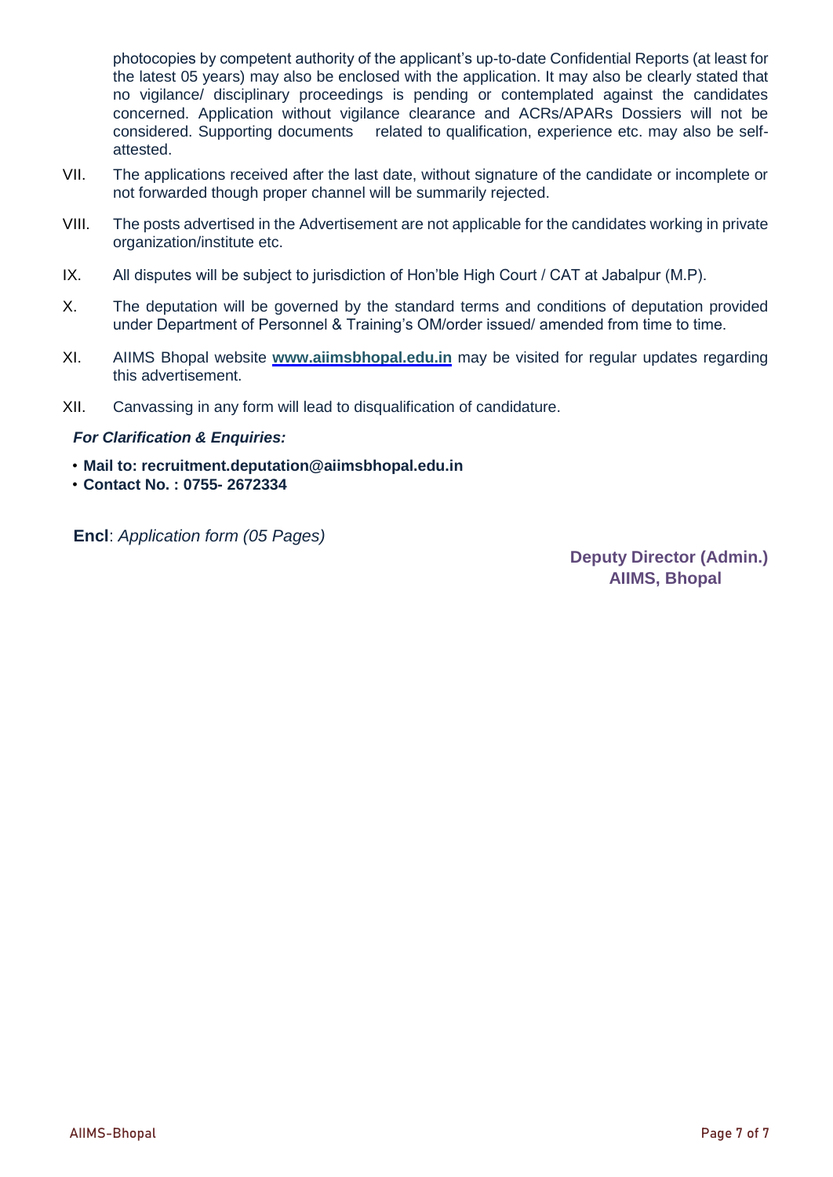photocopies by competent authority of the applicant's up-to-date Confidential Reports (at least for the latest 05 years) may also be enclosed with the application. It may also be clearly stated that no vigilance/ disciplinary proceedings is pending or contemplated against the candidates concerned. Application without vigilance clearance and ACRs/APARs Dossiers will not be considered. Supporting documents related to qualification, experience etc. may also be self-attested.

VII. The applications received after the last date, without signature of the candidate or incomplete or not forwarded though proper channel will be summarily rejected.

VIII. The posts advertised in the Advertisement are not applicable for the candidates working in private organization/institute etc.

IX. All disputes will be subject to jurisdiction of Hon'ble High Court / CAT at Jabalpur (M.P).

X. The deputation will be governed by the standard terms and conditions of deputation provided under Department of Personnel & Training's OM/order issued/ amended from time to time.

XI. AIIMS Bhopal website **www.aiimsbhopal.edu.in** may be visited for regular updates regarding this advertisement.

XII. Canvassing in any form will lead to disqualification of candidature.

***For Clarification & Enquiries:***

- **Mail to: recruitment.deputation@aiimsbhopal.edu.in**
- **Contact No. : 0755- 2672334**

**Encl**: *Application form (05 Pages)*

**Deputy Director (Admin.)**
**AIIMS, Bhopal**